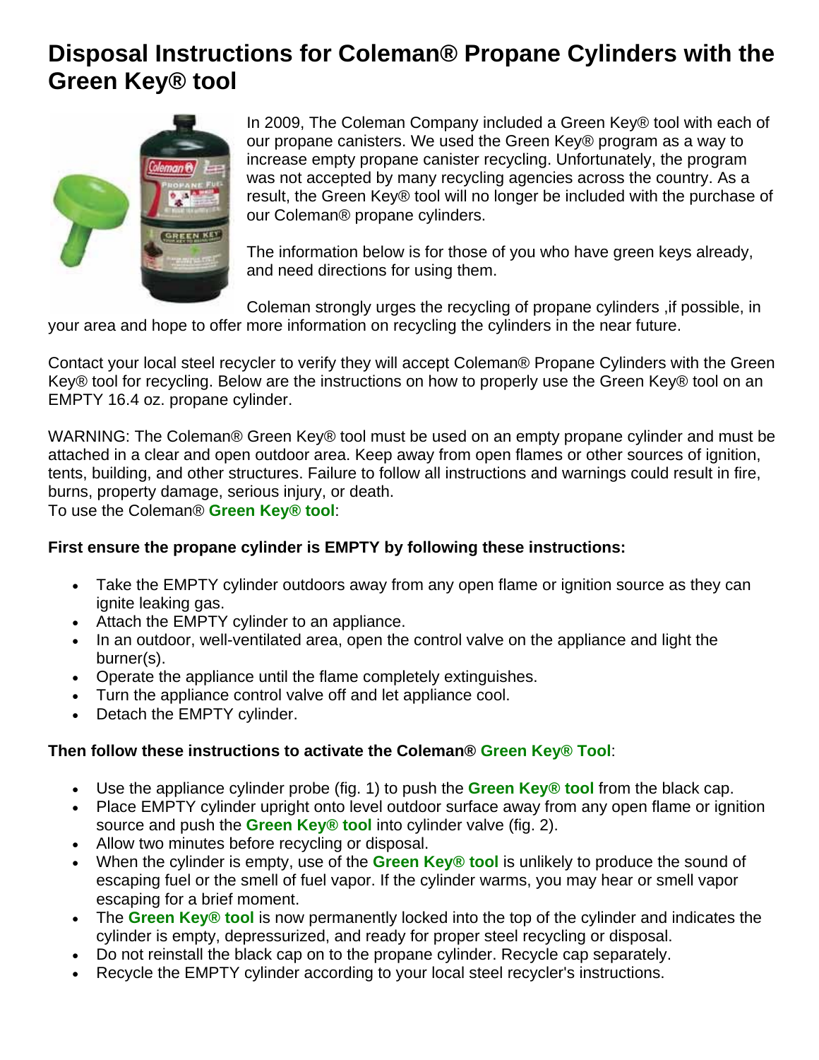# Disposal Instructions for Coleman® Propane Cylinders with the Green Key® tool

In 2009, The Coleman Company included a Green Key® tool with each of our propane canisters. We used the Green Key® program as a way to increase empty propane canister recycling. Unfortunately, the program was not accepted by many recycling agencies across the country. As a result, the Green Key® tool will no longer be included with the purchase of our Coleman® propane cylinders.

The information below is for those of you who have green keys already, and need directions for using them.

Coleman strongly urges the recycling of propane cylinders ,if possible, in your area and hope to offer more information on recycling the cylinders in the near future.

Contact your local steel recycler to verify they will accept Coleman® Propane Cylinders with the Green Key® tool for recycling. Below are the instructions on how to properly use the Green Key® tool on an EMPTY 16.4 oz. propane cylinder.

WARNING: The Coleman® Green Key® tool must be used on an empty propane cylinder and must be attached in a clear and open outdoor area. Keep away from open flames or other sources of ignition, tents, building, and other structures. Failure to follow all instructions and warnings could result in fire, burns, property damage, serious injury, or death.
To use the Coleman® **Green Key® tool**:

**First ensure the propane cylinder is EMPTY by following these instructions:**

- Take the EMPTY cylinder outdoors away from any open flame or ignition source as they can ignite leaking gas.
- Attach the EMPTY cylinder to an appliance.
- In an outdoor, well-ventilated area, open the control valve on the appliance and light the burner(s).
- Operate the appliance until the flame completely extinguishes.
- Turn the appliance control valve off and let appliance cool.
- Detach the EMPTY cylinder.

**Then follow these instructions to activate the Coleman® Green Key® Tool**:

- Use the appliance cylinder probe (fig. 1) to push the **Green Key® tool** from the black cap.
- Place EMPTY cylinder upright onto level outdoor surface away from any open flame or ignition source and push the **Green Key® tool** into cylinder valve (fig. 2).
- Allow two minutes before recycling or disposal.
- When the cylinder is empty, use of the **Green Key® tool** is unlikely to produce the sound of escaping fuel or the smell of fuel vapor. If the cylinder warms, you may hear or smell vapor escaping for a brief moment.
- The **Green Key® tool** is now permanently locked into the top of the cylinder and indicates the cylinder is empty, depressurized, and ready for proper steel recycling or disposal.
- Do not reinstall the black cap on to the propane cylinder. Recycle cap separately.
- Recycle the EMPTY cylinder according to your local steel recycler's instructions.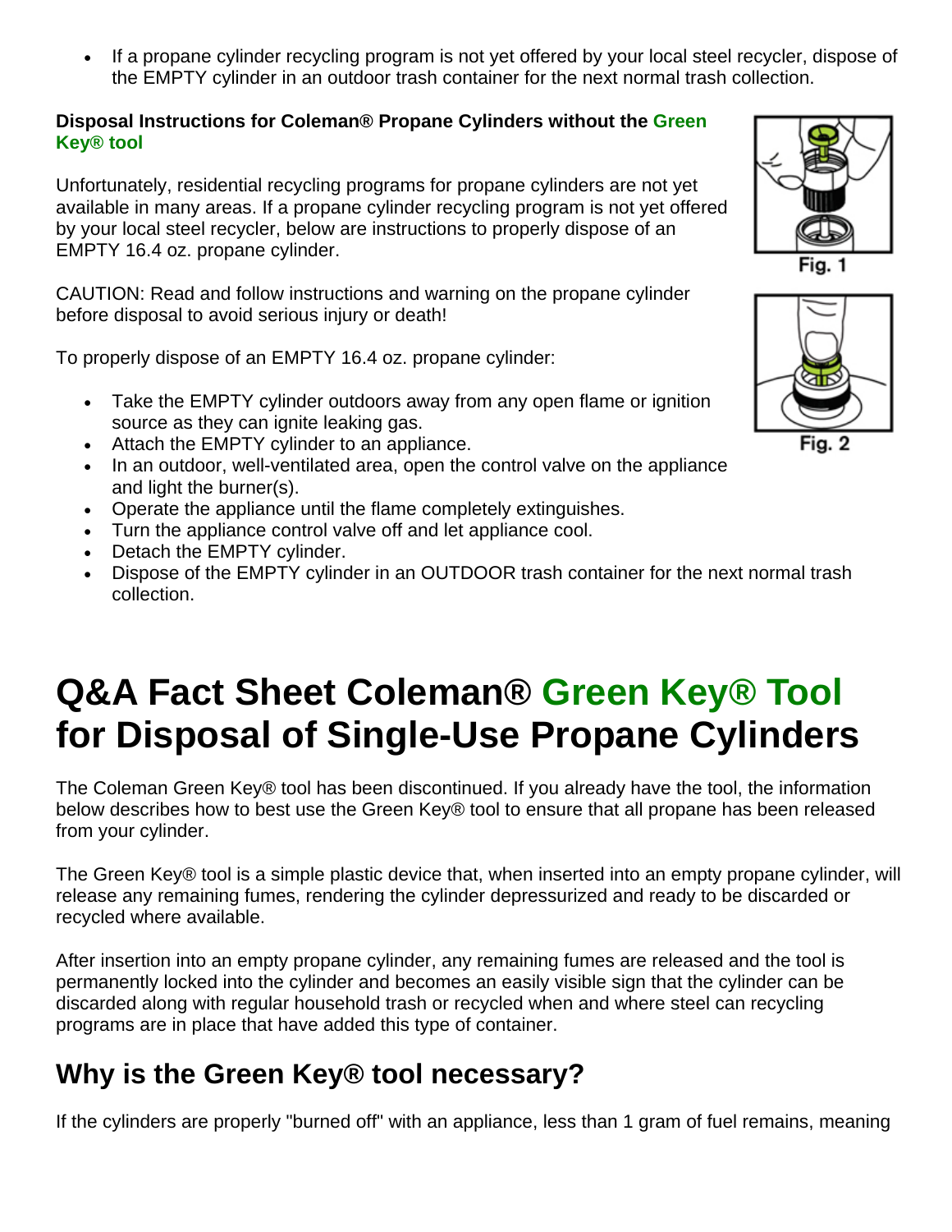- If a propane cylinder recycling program is not yet offered by your local steel recycler, dispose of the EMPTY cylinder in an outdoor trash container for the next normal trash collection.

**Disposal Instructions for Coleman® Propane Cylinders without the Green Key® tool**

Unfortunately, residential recycling programs for propane cylinders are not yet available in many areas. If a propane cylinder recycling program is not yet offered by your local steel recycler, below are instructions to properly dispose of an EMPTY 16.4 oz. propane cylinder.

Fig. 1

Fig. 2

CAUTION: Read and follow instructions and warning on the propane cylinder before disposal to avoid serious injury or death!

To properly dispose of an EMPTY 16.4 oz. propane cylinder:

- Take the EMPTY cylinder outdoors away from any open flame or ignition source as they can ignite leaking gas.
- Attach the EMPTY cylinder to an appliance.
- In an outdoor, well-ventilated area, open the control valve on the appliance and light the burner(s).
- Operate the appliance until the flame completely extinguishes.
- Turn the appliance control valve off and let appliance cool.
- Detach the EMPTY cylinder.
- Dispose of the EMPTY cylinder in an OUTDOOR trash container for the next normal trash collection.

# Q&A Fact Sheet Coleman® Green Key® Tool for Disposal of Single-Use Propane Cylinders

The Coleman Green Key® tool has been discontinued. If you already have the tool, the information below describes how to best use the Green Key® tool to ensure that all propane has been released from your cylinder.

The Green Key® tool is a simple plastic device that, when inserted into an empty propane cylinder, will release any remaining fumes, rendering the cylinder depressurized and ready to be discarded or recycled where available.

After insertion into an empty propane cylinder, any remaining fumes are released and the tool is permanently locked into the cylinder and becomes an easily visible sign that the cylinder can be discarded along with regular household trash or recycled when and where steel can recycling programs are in place that have added this type of container.

## Why is the Green Key® tool necessary?

If the cylinders are properly "burned off" with an appliance, less than 1 gram of fuel remains, meaning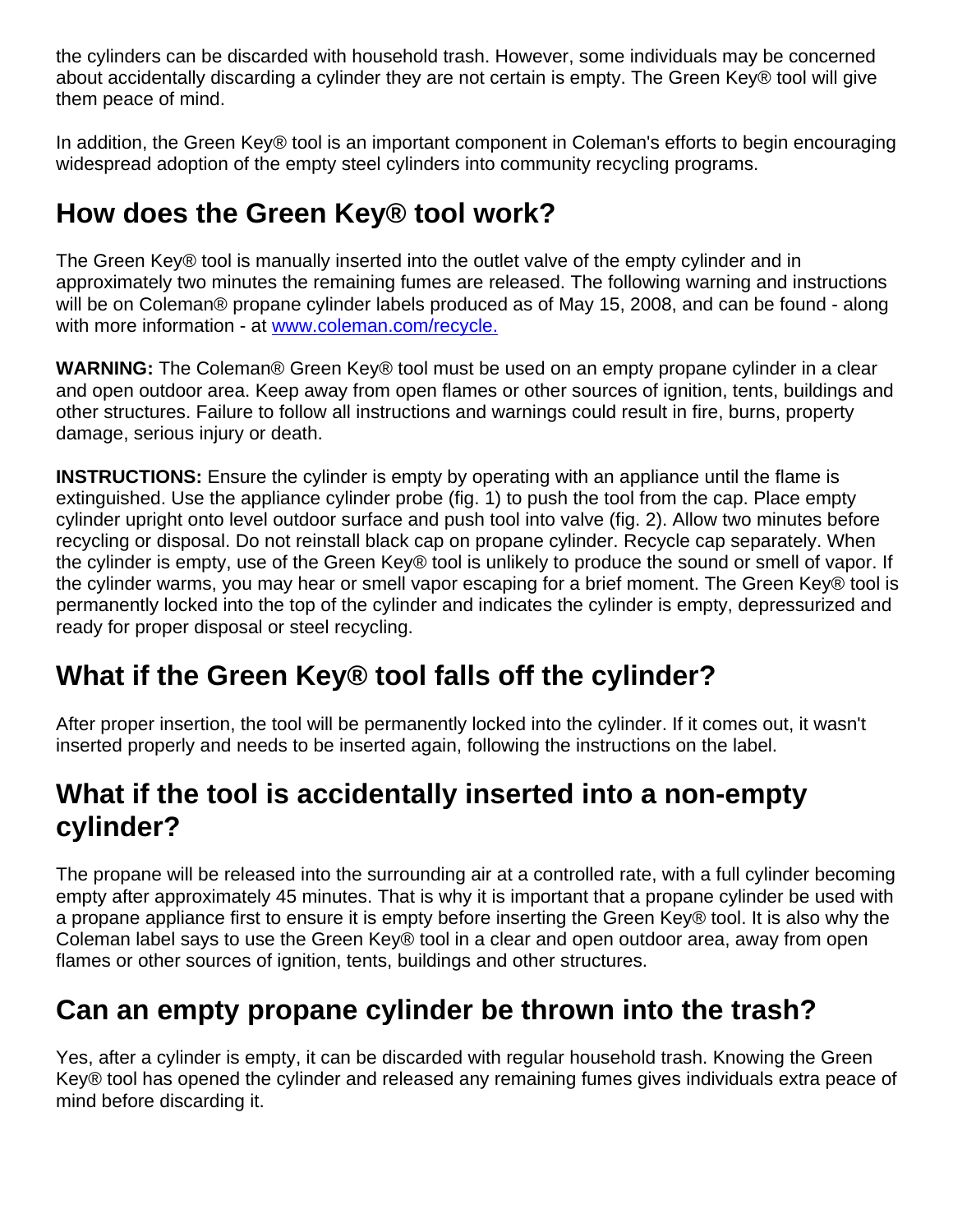the cylinders can be discarded with household trash. However, some individuals may be concerned about accidentally discarding a cylinder they are not certain is empty. The Green Key® tool will give them peace of mind.

In addition, the Green Key® tool is an important component in Coleman's efforts to begin encouraging widespread adoption of the empty steel cylinders into community recycling programs.

## How does the Green Key® tool work?

The Green Key® tool is manually inserted into the outlet valve of the empty cylinder and in approximately two minutes the remaining fumes are released. The following warning and instructions will be on Coleman® propane cylinder labels produced as of May 15, 2008, and can be found - along with more information - at [www.coleman.com/recycle.](http://www.coleman.com/recycle)

**WARNING:** The Coleman® Green Key® tool must be used on an empty propane cylinder in a clear and open outdoor area. Keep away from open flames or other sources of ignition, tents, buildings and other structures. Failure to follow all instructions and warnings could result in fire, burns, property damage, serious injury or death.

**INSTRUCTIONS:** Ensure the cylinder is empty by operating with an appliance until the flame is extinguished. Use the appliance cylinder probe (fig. 1) to push the tool from the cap. Place empty cylinder upright onto level outdoor surface and push tool into valve (fig. 2). Allow two minutes before recycling or disposal. Do not reinstall black cap on propane cylinder. Recycle cap separately. When the cylinder is empty, use of the Green Key® tool is unlikely to produce the sound or smell of vapor. If the cylinder warms, you may hear or smell vapor escaping for a brief moment. The Green Key® tool is permanently locked into the top of the cylinder and indicates the cylinder is empty, depressurized and ready for proper disposal or steel recycling.

## What if the Green Key® tool falls off the cylinder?

After proper insertion, the tool will be permanently locked into the cylinder. If it comes out, it wasn't inserted properly and needs to be inserted again, following the instructions on the label.

## What if the tool is accidentally inserted into a non-empty cylinder?

The propane will be released into the surrounding air at a controlled rate, with a full cylinder becoming empty after approximately 45 minutes. That is why it is important that a propane cylinder be used with a propane appliance first to ensure it is empty before inserting the Green Key® tool. It is also why the Coleman label says to use the Green Key® tool in a clear and open outdoor area, away from open flames or other sources of ignition, tents, buildings and other structures.

## Can an empty propane cylinder be thrown into the trash?

Yes, after a cylinder is empty, it can be discarded with regular household trash. Knowing the Green Key® tool has opened the cylinder and released any remaining fumes gives individuals extra peace of mind before discarding it.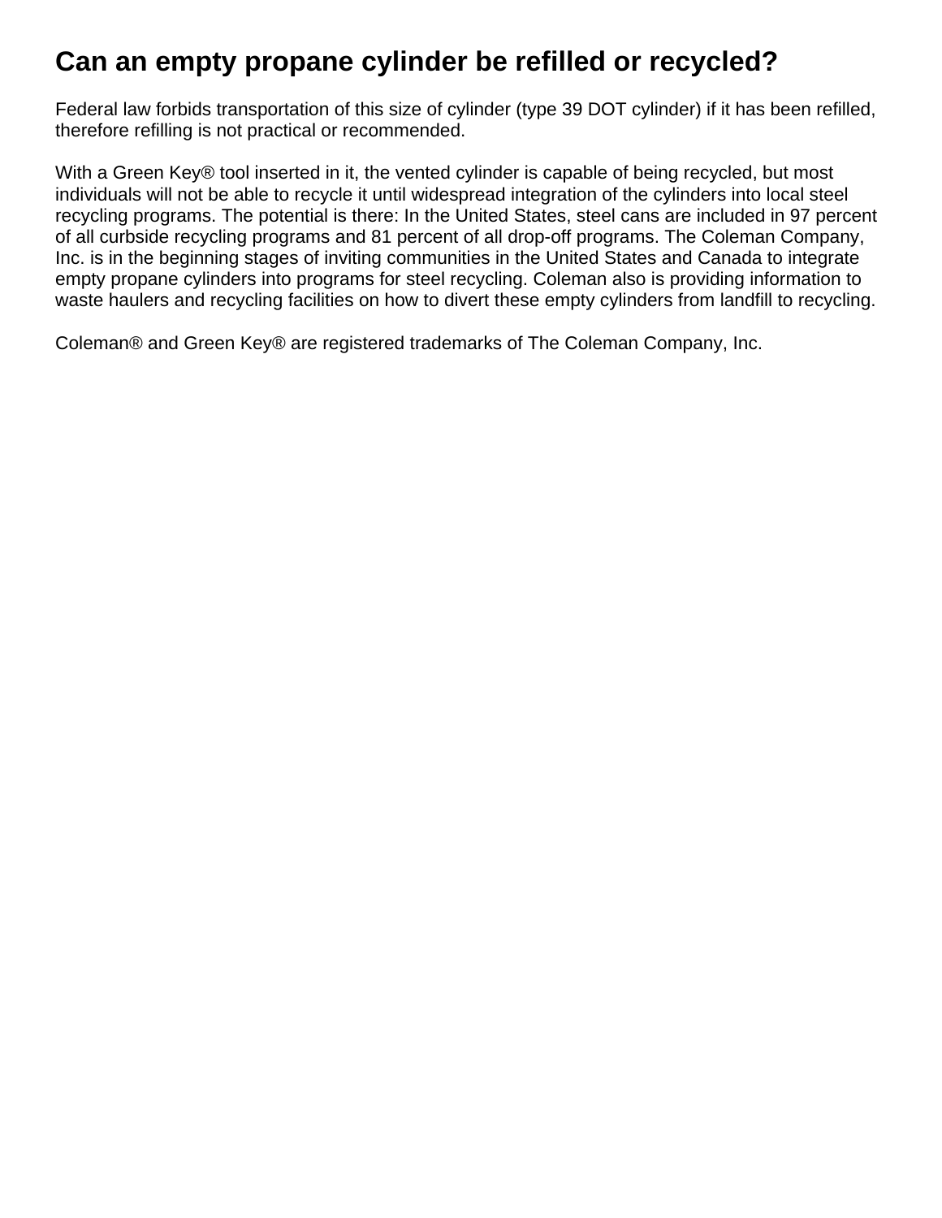## Can an empty propane cylinder be refilled or recycled?

Federal law forbids transportation of this size of cylinder (type 39 DOT cylinder) if it has been refilled, therefore refilling is not practical or recommended.

With a Green Key® tool inserted in it, the vented cylinder is capable of being recycled, but most individuals will not be able to recycle it until widespread integration of the cylinders into local steel recycling programs. The potential is there: In the United States, steel cans are included in 97 percent of all curbside recycling programs and 81 percent of all drop-off programs. The Coleman Company, Inc. is in the beginning stages of inviting communities in the United States and Canada to integrate empty propane cylinders into programs for steel recycling. Coleman also is providing information to waste haulers and recycling facilities on how to divert these empty cylinders from landfill to recycling.

Coleman® and Green Key® are registered trademarks of The Coleman Company, Inc.